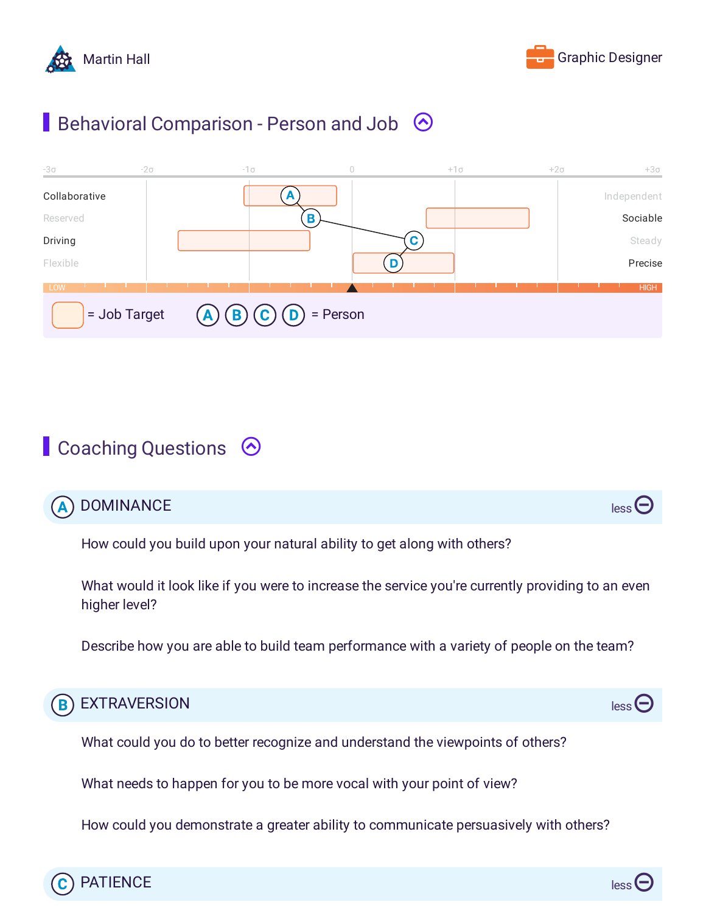Martin Hall

Graphic Designer

## Behavioral Comparison - Person and Job

| -3σ | -2σ | -1σ | 0 | +1σ | +2σ | +3σ |
|---|---|---|---|---|---|---|

| Left | | Right |
|---|---|---|
| Collaborative | A | Independent |
| Reserved | B | Sociable |
| Driving | C | Steady |
| Flexible | D | Precise |

LOW — HIGH

= Job Target    A B C D = Person

## Coaching Questions

### A DOMINANCE

less

How could you build upon your natural ability to get along with others?

What would it look like if you were to increase the service you're currently providing to an even higher level?

Describe how you are able to build team performance with a variety of people on the team?

### B EXTRAVERSION

less

What could you do to better recognize and understand the viewpoints of others?

What needs to happen for you to be more vocal with your point of view?

How could you demonstrate a greater ability to communicate persuasively with others?

### C PATIENCE

less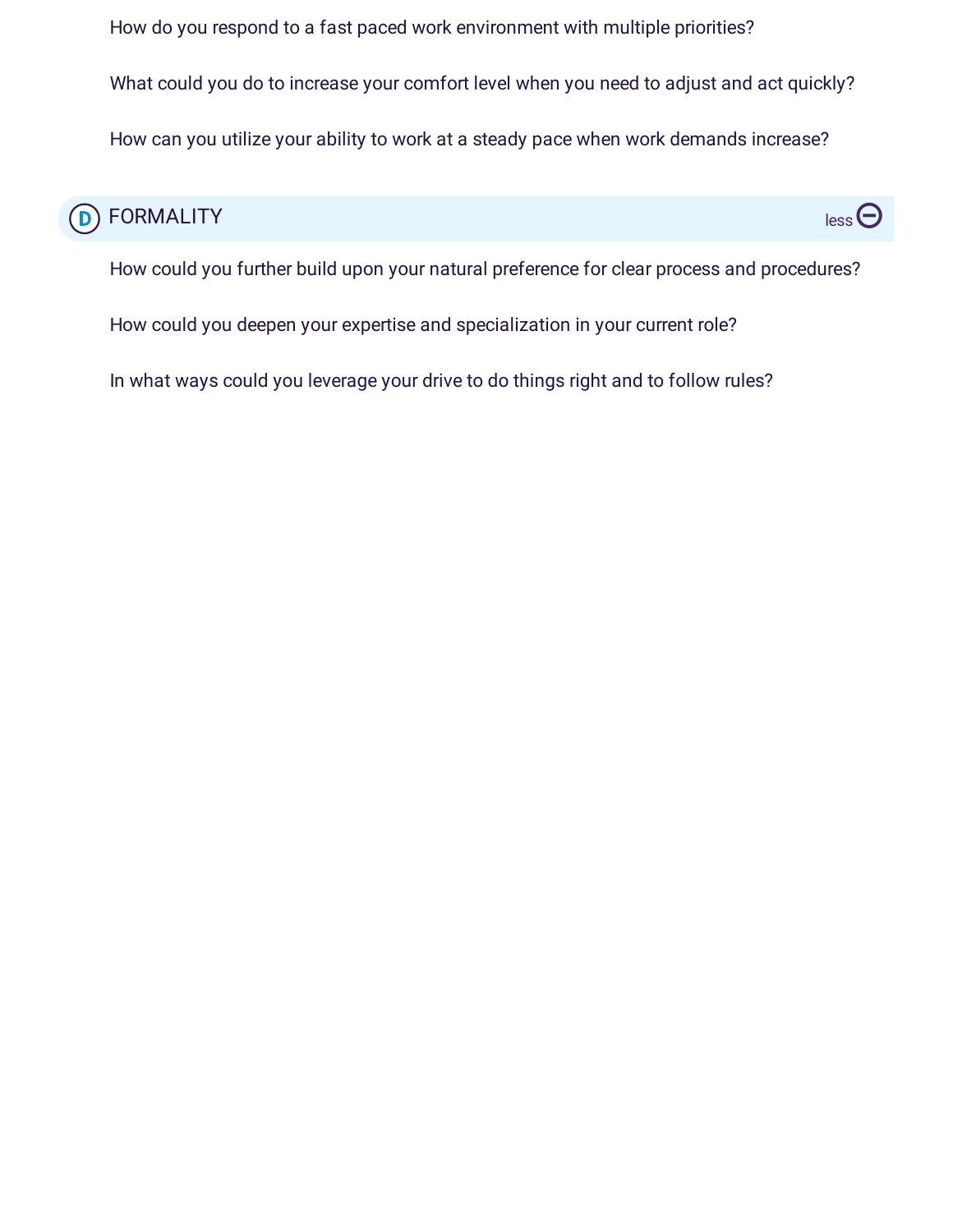How do you respond to a fast paced work environment with multiple priorities?

What could you do to increase your comfort level when you need to adjust and act quickly?

How can you utilize your ability to work at a steady pace when work demands increase?

## D FORMALITY

less

How could you further build upon your natural preference for clear process and procedures?

How could you deepen your expertise and specialization in your current role?

In what ways could you leverage your drive to do things right and to follow rules?